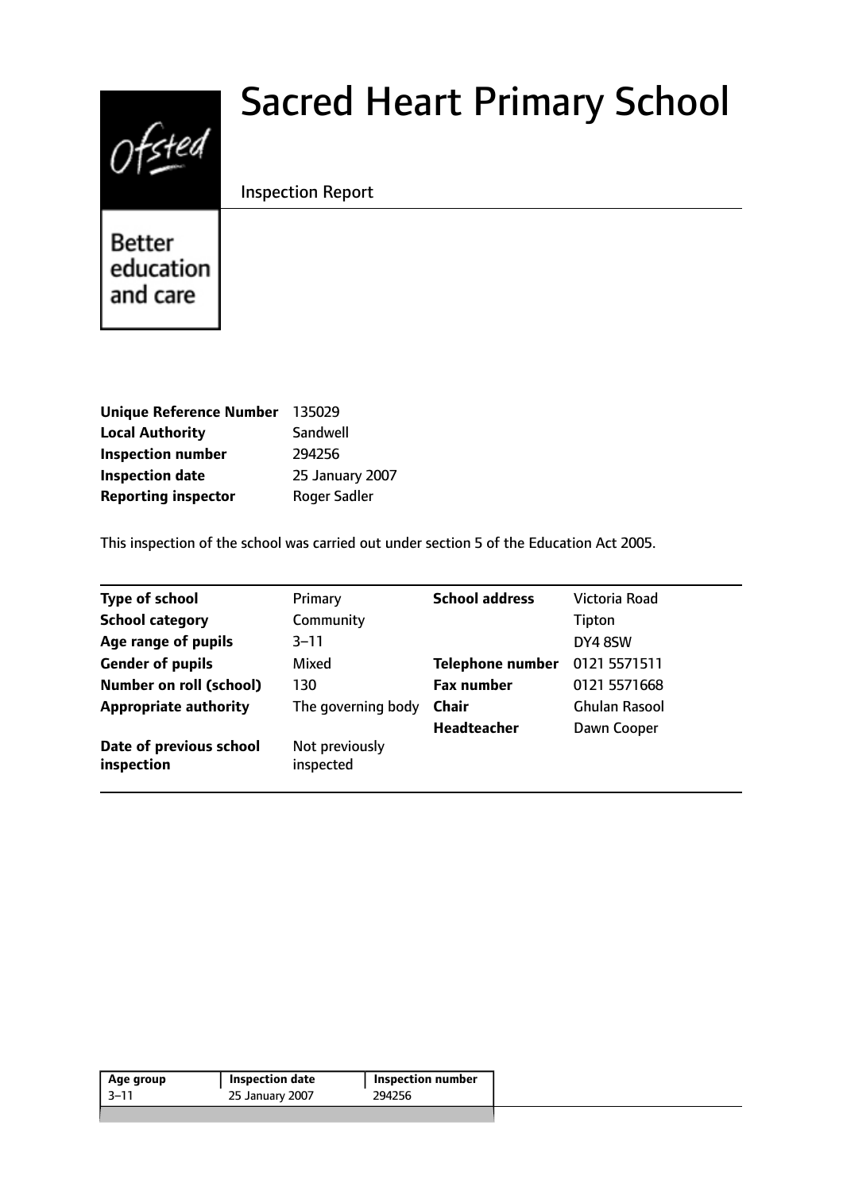# Sacred Heart Primary School

Inspection Report

Ofsted

Better education and care

| | |
|---|---|
| **Unique Reference Number** | 135029 |
| **Local Authority** | Sandwell |
| **Inspection number** | 294256 |
| **Inspection date** | 25 January 2007 |
| **Reporting inspector** | Roger Sadler |

This inspection of the school was carried out under section 5 of the Education Act 2005.

| | | | |
|---|---|---|---|
| **Type of school** | Primary | **School address** | Victoria Road |
| **School category** | Community | | Tipton |
| **Age range of pupils** | 3–11 | | DY4 8SW |
| **Gender of pupils** | Mixed | **Telephone number** | 0121 5571511 |
| **Number on roll (school)** | 130 | **Fax number** | 0121 5571668 |
| **Appropriate authority** | The governing body | **Chair** | Ghulan Rasool |
| | | **Headteacher** | Dawn Cooper |
| **Date of previous school inspection** | Not previously inspected | | |

| Age group | Inspection date | Inspection number |
|---|---|---|
| 3–11 | 25 January 2007 | 294256 |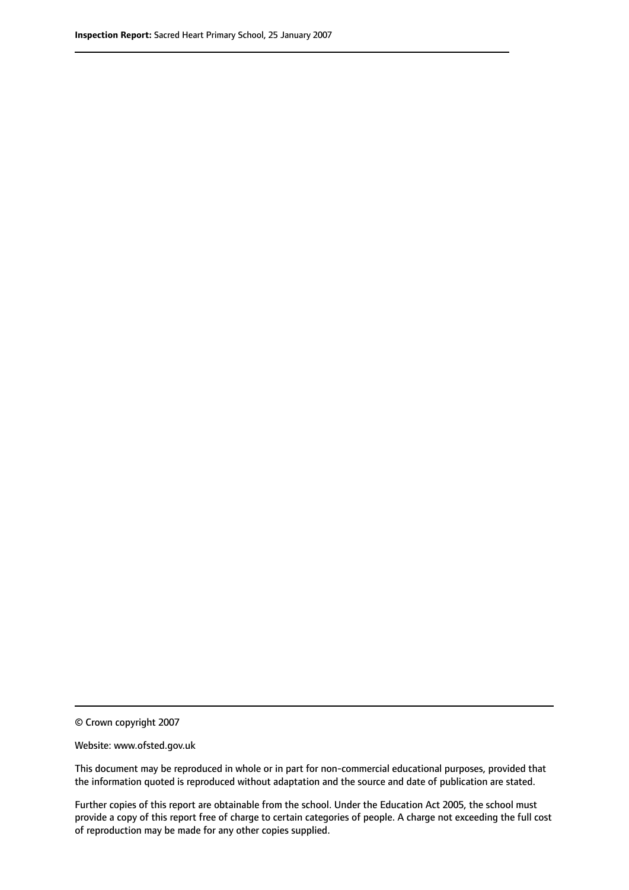© Crown copyright 2007

Website: www.ofsted.gov.uk

This document may be reproduced in whole or in part for non-commercial educational purposes, provided that the information quoted is reproduced without adaptation and the source and date of publication are stated.

Further copies of this report are obtainable from the school. Under the Education Act 2005, the school must provide a copy of this report free of charge to certain categories of people. A charge not exceeding the full cost of reproduction may be made for any other copies supplied.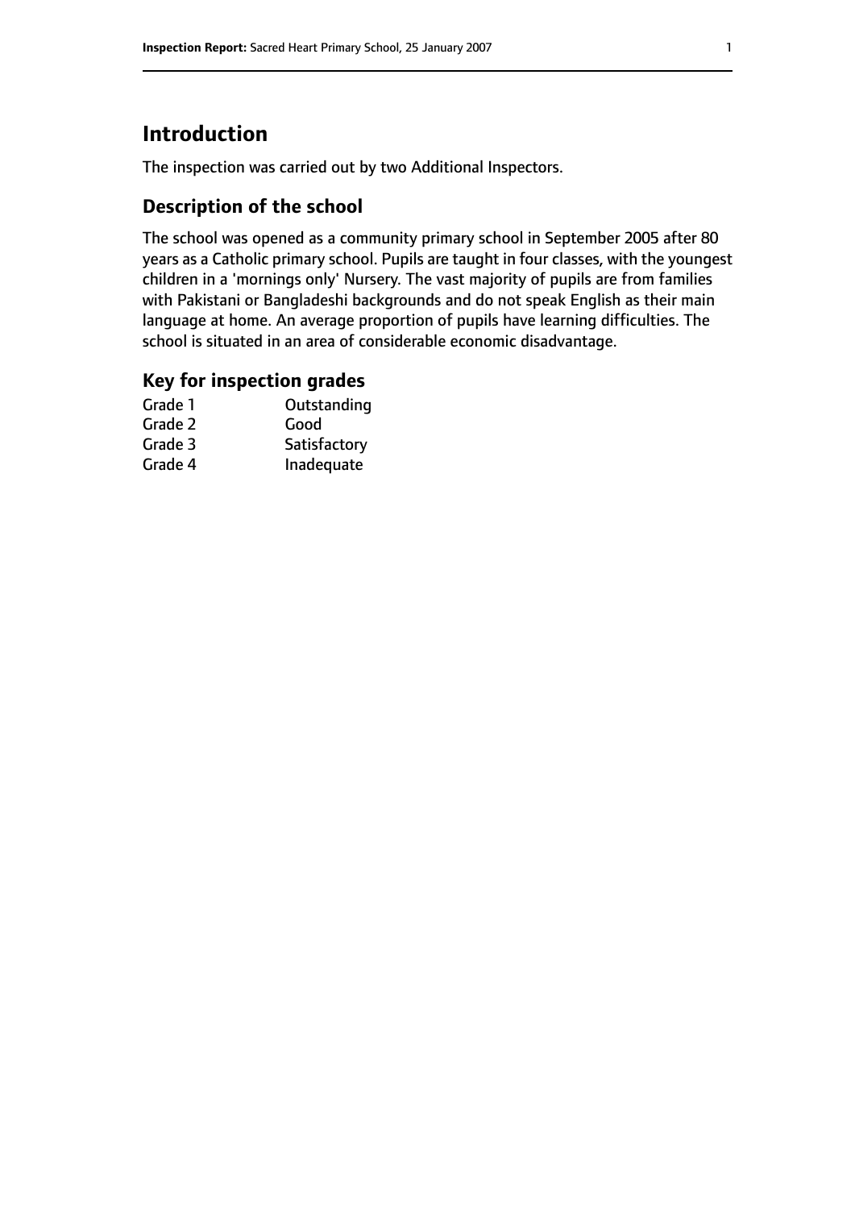# Introduction

The inspection was carried out by two Additional Inspectors.

## Description of the school

The school was opened as a community primary school in September 2005 after 80 years as a Catholic primary school. Pupils are taught in four classes, with the youngest children in a 'mornings only' Nursery. The vast majority of pupils are from families with Pakistani or Bangladeshi backgrounds and do not speak English as their main language at home. An average proportion of pupils have learning difficulties. The school is situated in an area of considerable economic disadvantage.

## Key for inspection grades

| | |
|---|---|
| Grade 1 | Outstanding |
| Grade 2 | Good |
| Grade 3 | Satisfactory |
| Grade 4 | Inadequate |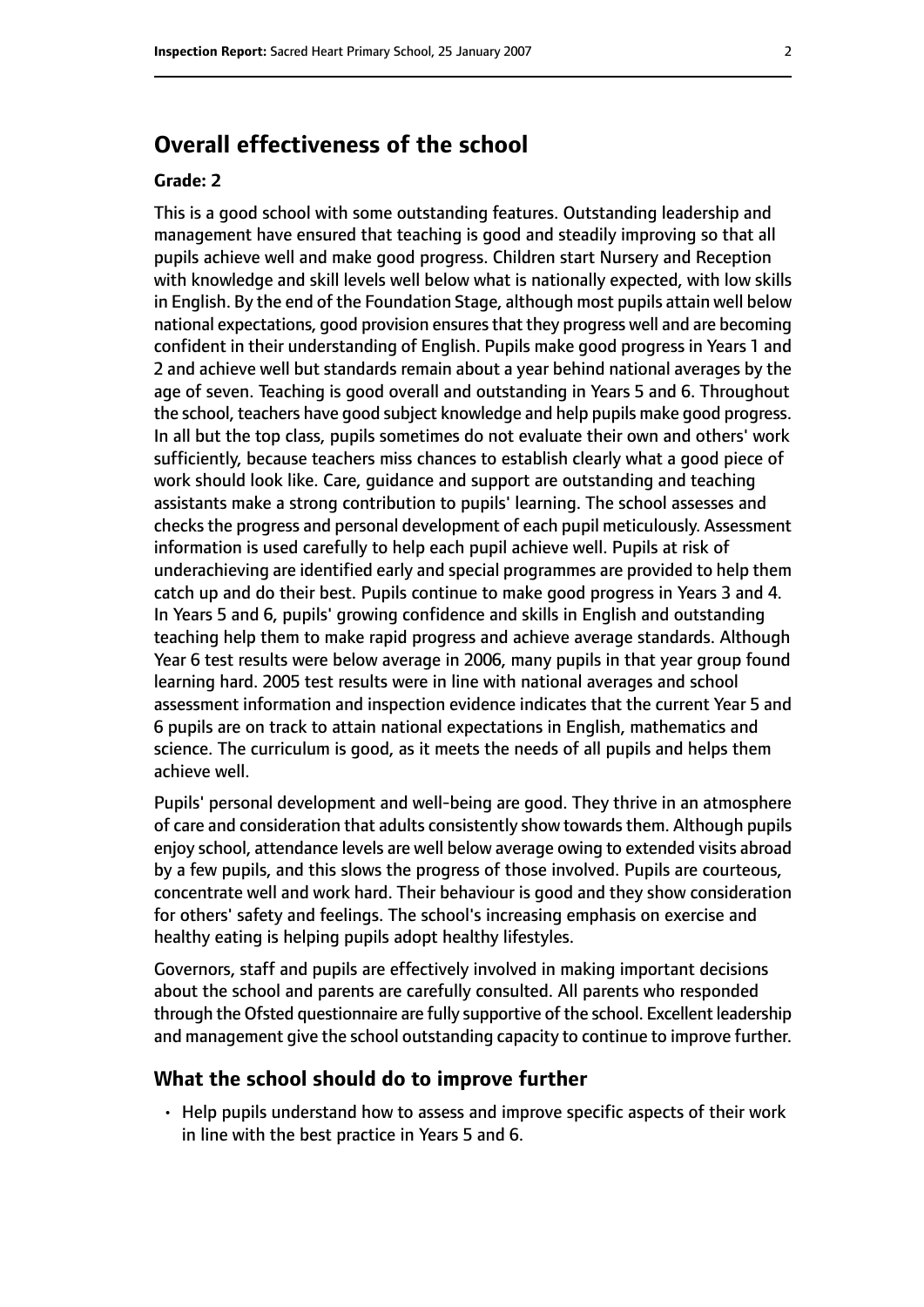## Overall effectiveness of the school

### Grade: 2

This is a good school with some outstanding features. Outstanding leadership and management have ensured that teaching is good and steadily improving so that all pupils achieve well and make good progress. Children start Nursery and Reception with knowledge and skill levels well below what is nationally expected, with low skills in English. By the end of the Foundation Stage, although most pupils attain well below national expectations, good provision ensures that they progress well and are becoming confident in their understanding of English. Pupils make good progress in Years 1 and 2 and achieve well but standards remain about a year behind national averages by the age of seven. Teaching is good overall and outstanding in Years 5 and 6. Throughout the school, teachers have good subject knowledge and help pupils make good progress. In all but the top class, pupils sometimes do not evaluate their own and others' work sufficiently, because teachers miss chances to establish clearly what a good piece of work should look like. Care, guidance and support are outstanding and teaching assistants make a strong contribution to pupils' learning. The school assesses and checks the progress and personal development of each pupil meticulously. Assessment information is used carefully to help each pupil achieve well. Pupils at risk of underachieving are identified early and special programmes are provided to help them catch up and do their best. Pupils continue to make good progress in Years 3 and 4. In Years 5 and 6, pupils' growing confidence and skills in English and outstanding teaching help them to make rapid progress and achieve average standards. Although Year 6 test results were below average in 2006, many pupils in that year group found learning hard. 2005 test results were in line with national averages and school assessment information and inspection evidence indicates that the current Year 5 and 6 pupils are on track to attain national expectations in English, mathematics and science. The curriculum is good, as it meets the needs of all pupils and helps them achieve well.

Pupils' personal development and well-being are good. They thrive in an atmosphere of care and consideration that adults consistently show towards them. Although pupils enjoy school, attendance levels are well below average owing to extended visits abroad by a few pupils, and this slows the progress of those involved. Pupils are courteous, concentrate well and work hard. Their behaviour is good and they show consideration for others' safety and feelings. The school's increasing emphasis on exercise and healthy eating is helping pupils adopt healthy lifestyles.

Governors, staff and pupils are effectively involved in making important decisions about the school and parents are carefully consulted. All parents who responded through the Ofsted questionnaire are fully supportive of the school. Excellent leadership and management give the school outstanding capacity to continue to improve further.

### What the school should do to improve further

- Help pupils understand how to assess and improve specific aspects of their work in line with the best practice in Years 5 and 6.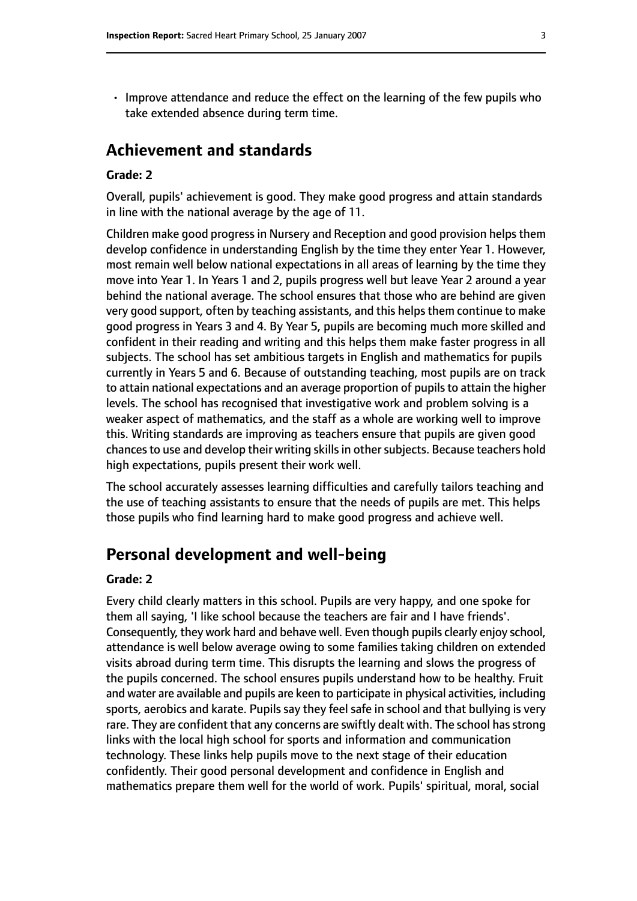- Improve attendance and reduce the effect on the learning of the few pupils who take extended absence during term time.

## Achievement and standards

**Grade: 2**

Overall, pupils' achievement is good. They make good progress and attain standards in line with the national average by the age of 11.

Children make good progress in Nursery and Reception and good provision helps them develop confidence in understanding English by the time they enter Year 1. However, most remain well below national expectations in all areas of learning by the time they move into Year 1. In Years 1 and 2, pupils progress well but leave Year 2 around a year behind the national average. The school ensures that those who are behind are given very good support, often by teaching assistants, and this helps them continue to make good progress in Years 3 and 4. By Year 5, pupils are becoming much more skilled and confident in their reading and writing and this helps them make faster progress in all subjects. The school has set ambitious targets in English and mathematics for pupils currently in Years 5 and 6. Because of outstanding teaching, most pupils are on track to attain national expectations and an average proportion of pupils to attain the higher levels. The school has recognised that investigative work and problem solving is a weaker aspect of mathematics, and the staff as a whole are working well to improve this. Writing standards are improving as teachers ensure that pupils are given good chances to use and develop their writing skills in other subjects. Because teachers hold high expectations, pupils present their work well.

The school accurately assesses learning difficulties and carefully tailors teaching and the use of teaching assistants to ensure that the needs of pupils are met. This helps those pupils who find learning hard to make good progress and achieve well.

## Personal development and well-being

**Grade: 2**

Every child clearly matters in this school. Pupils are very happy, and one spoke for them all saying, 'I like school because the teachers are fair and I have friends'. Consequently, they work hard and behave well. Even though pupils clearly enjoy school, attendance is well below average owing to some families taking children on extended visits abroad during term time. This disrupts the learning and slows the progress of the pupils concerned. The school ensures pupils understand how to be healthy. Fruit and water are available and pupils are keen to participate in physical activities, including sports, aerobics and karate. Pupils say they feel safe in school and that bullying is very rare. They are confident that any concerns are swiftly dealt with. The school has strong links with the local high school for sports and information and communication technology. These links help pupils move to the next stage of their education confidently. Their good personal development and confidence in English and mathematics prepare them well for the world of work. Pupils' spiritual, moral, social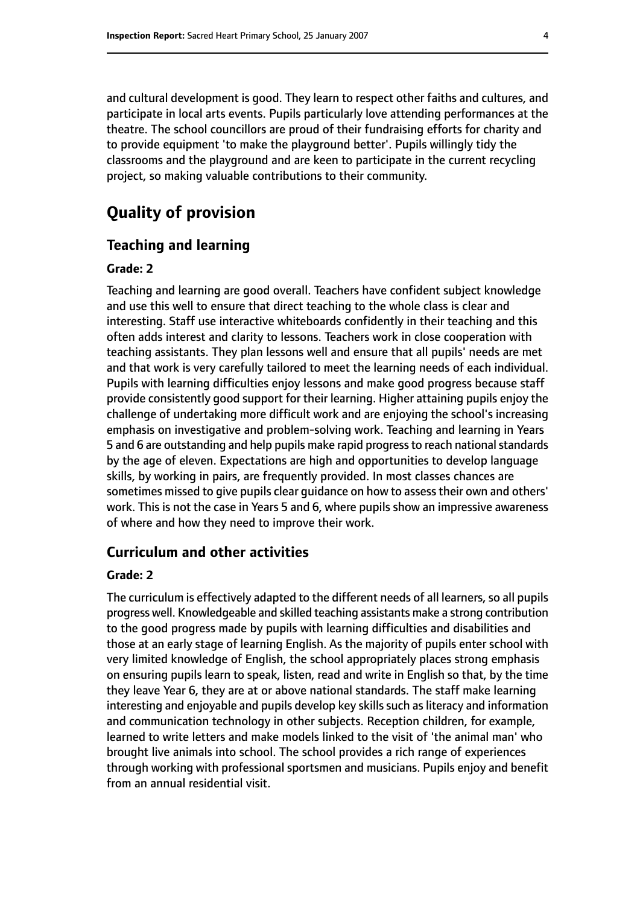and cultural development is good. They learn to respect other faiths and cultures, and participate in local arts events. Pupils particularly love attending performances at the theatre. The school councillors are proud of their fundraising efforts for charity and to provide equipment 'to make the playground better'. Pupils willingly tidy the classrooms and the playground and are keen to participate in the current recycling project, so making valuable contributions to their community.

# Quality of provision

## Teaching and learning

### Grade: 2

Teaching and learning are good overall. Teachers have confident subject knowledge and use this well to ensure that direct teaching to the whole class is clear and interesting. Staff use interactive whiteboards confidently in their teaching and this often adds interest and clarity to lessons. Teachers work in close cooperation with teaching assistants. They plan lessons well and ensure that all pupils' needs are met and that work is very carefully tailored to meet the learning needs of each individual. Pupils with learning difficulties enjoy lessons and make good progress because staff provide consistently good support for their learning. Higher attaining pupils enjoy the challenge of undertaking more difficult work and are enjoying the school's increasing emphasis on investigative and problem-solving work. Teaching and learning in Years 5 and 6 are outstanding and help pupils make rapid progress to reach national standards by the age of eleven. Expectations are high and opportunities to develop language skills, by working in pairs, are frequently provided. In most classes chances are sometimes missed to give pupils clear guidance on how to assess their own and others' work. This is not the case in Years 5 and 6, where pupils show an impressive awareness of where and how they need to improve their work.

## Curriculum and other activities

### Grade: 2

The curriculum is effectively adapted to the different needs of all learners, so all pupils progress well. Knowledgeable and skilled teaching assistants make a strong contribution to the good progress made by pupils with learning difficulties and disabilities and those at an early stage of learning English. As the majority of pupils enter school with very limited knowledge of English, the school appropriately places strong emphasis on ensuring pupils learn to speak, listen, read and write in English so that, by the time they leave Year 6, they are at or above national standards. The staff make learning interesting and enjoyable and pupils develop key skills such as literacy and information and communication technology in other subjects. Reception children, for example, learned to write letters and make models linked to the visit of 'the animal man' who brought live animals into school. The school provides a rich range of experiences through working with professional sportsmen and musicians. Pupils enjoy and benefit from an annual residential visit.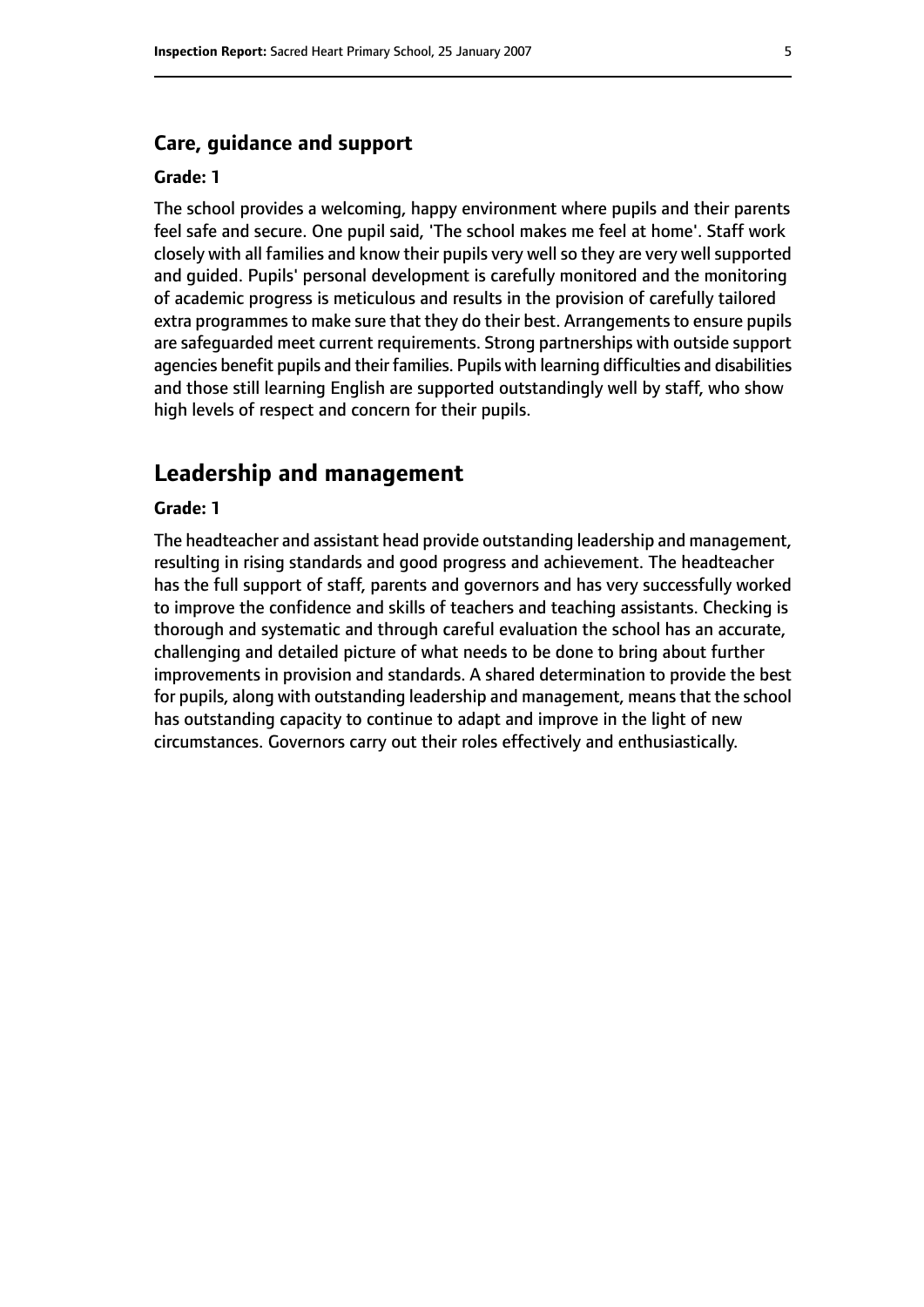### Care, guidance and support

#### Grade: 1

The school provides a welcoming, happy environment where pupils and their parents feel safe and secure. One pupil said, 'The school makes me feel at home'. Staff work closely with all families and know their pupils very well so they are very well supported and guided. Pupils' personal development is carefully monitored and the monitoring of academic progress is meticulous and results in the provision of carefully tailored extra programmes to make sure that they do their best. Arrangements to ensure pupils are safeguarded meet current requirements. Strong partnerships with outside support agencies benefit pupils and their families. Pupils with learning difficulties and disabilities and those still learning English are supported outstandingly well by staff, who show high levels of respect and concern for their pupils.

## Leadership and management

#### Grade: 1

The headteacher and assistant head provide outstanding leadership and management, resulting in rising standards and good progress and achievement. The headteacher has the full support of staff, parents and governors and has very successfully worked to improve the confidence and skills of teachers and teaching assistants. Checking is thorough and systematic and through careful evaluation the school has an accurate, challenging and detailed picture of what needs to be done to bring about further improvements in provision and standards. A shared determination to provide the best for pupils, along with outstanding leadership and management, means that the school has outstanding capacity to continue to adapt and improve in the light of new circumstances. Governors carry out their roles effectively and enthusiastically.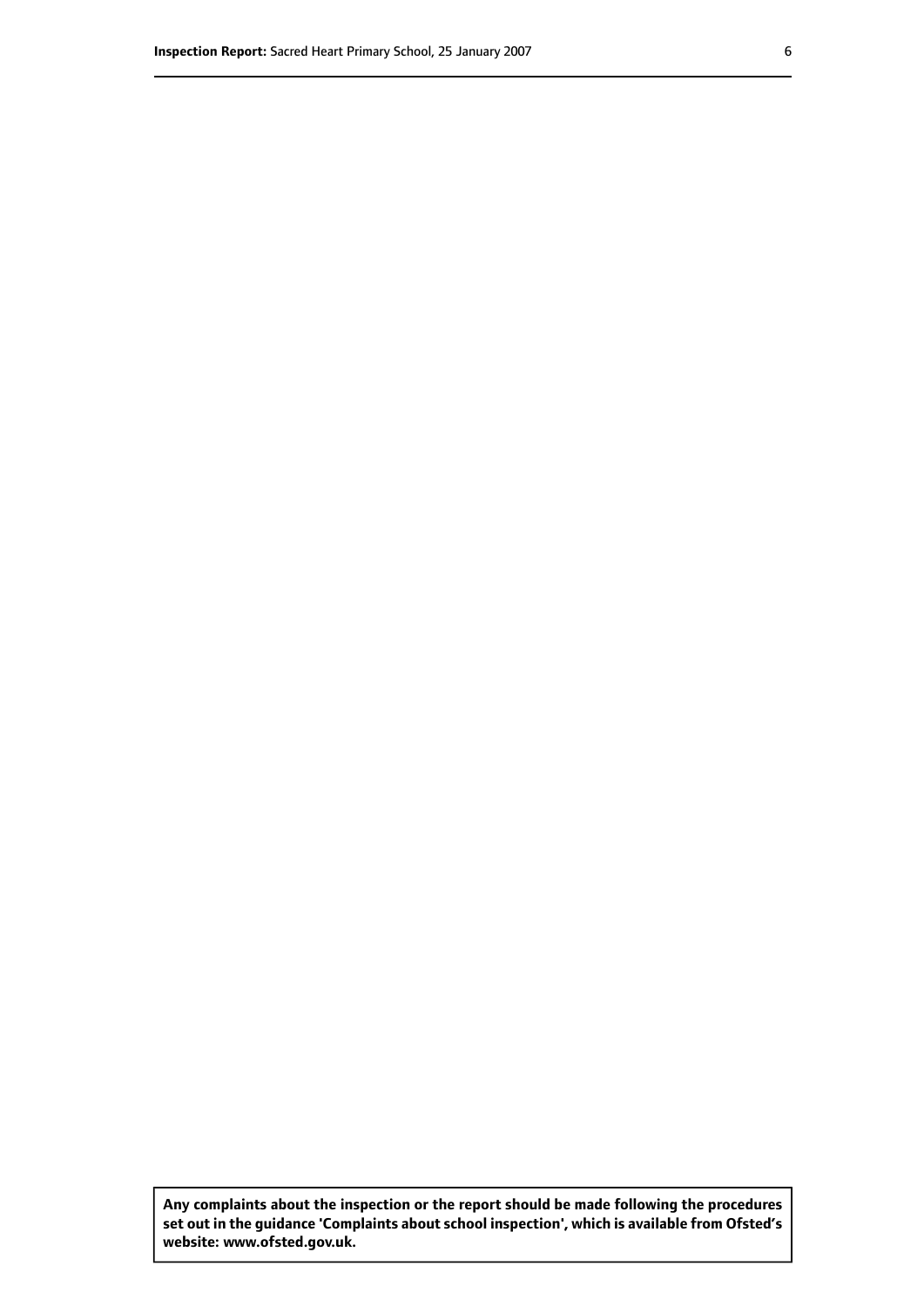**Any complaints about the inspection or the report should be made following the procedures set out in the guidance 'Complaints about school inspection', which is available from Ofsted's website: www.ofsted.gov.uk.**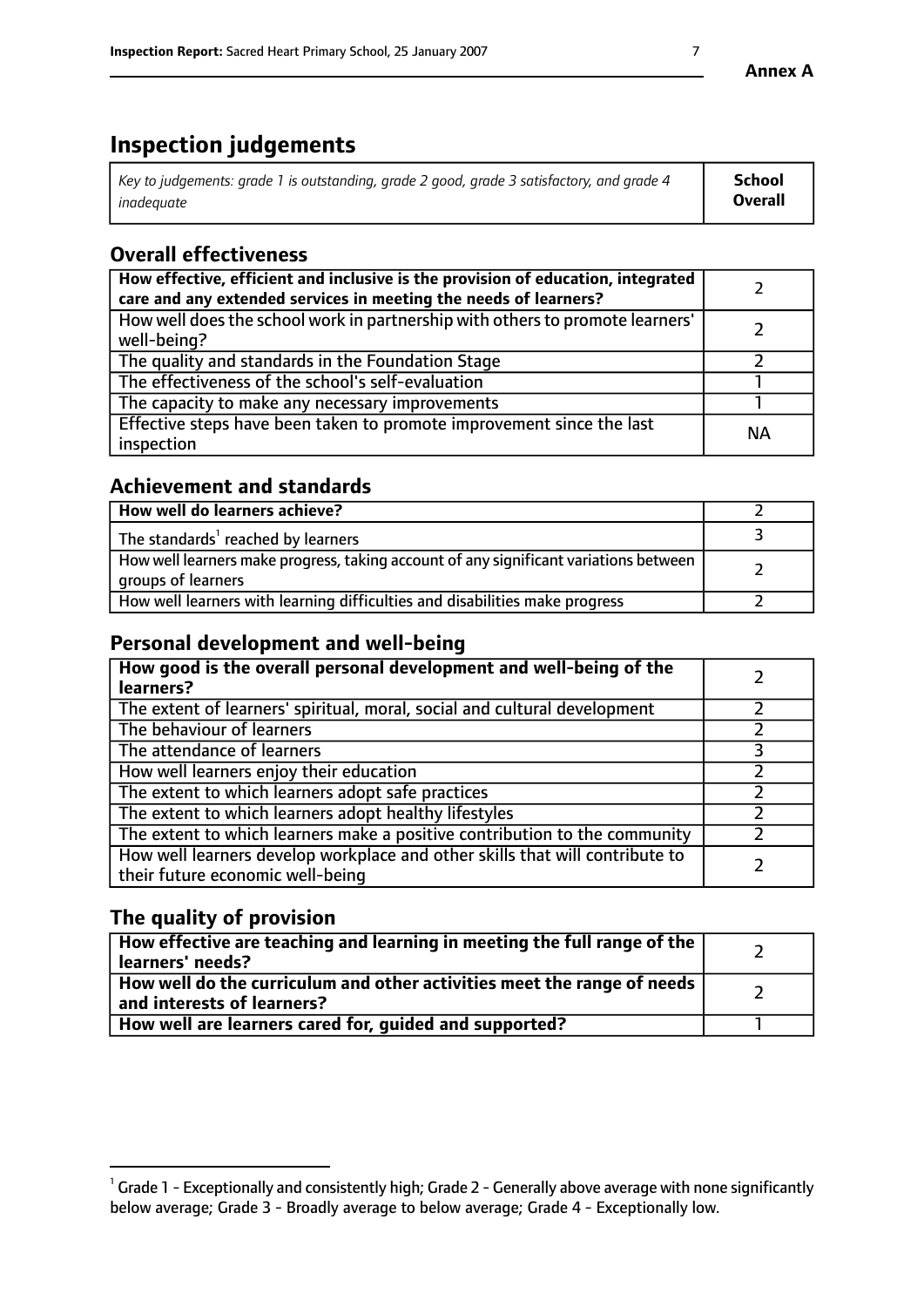**Annex A**

# Inspection judgements

| *Key to judgements: grade 1 is outstanding, grade 2 good, grade 3 satisfactory, and grade 4 inadequate* | **School Overall** |
|---|---|

## Overall effectiveness

| | |
|---|---|
| **How effective, efficient and inclusive is the provision of education, integrated care and any extended services in meeting the needs of learners?** | 2 |
| How well does the school work in partnership with others to promote learners' well-being? | 2 |
| The quality and standards in the Foundation Stage | 2 |
| The effectiveness of the school's self-evaluation | 1 |
| The capacity to make any necessary improvements | 1 |
| Effective steps have been taken to promote improvement since the last inspection | NA |

## Achievement and standards

| | |
|---|---|
| **How well do learners achieve?** | 2 |
| The standards[1] reached by learners | 3 |
| How well learners make progress, taking account of any significant variations between groups of learners | 2 |
| How well learners with learning difficulties and disabilities make progress | 2 |

## Personal development and well-being

| | |
|---|---|
| **How good is the overall personal development and well-being of the learners?** | 2 |
| The extent of learners' spiritual, moral, social and cultural development | 2 |
| The behaviour of learners | 2 |
| The attendance of learners | 3 |
| How well learners enjoy their education | 2 |
| The extent to which learners adopt safe practices | 2 |
| The extent to which learners adopt healthy lifestyles | 2 |
| The extent to which learners make a positive contribution to the community | 2 |
| How well learners develop workplace and other skills that will contribute to their future economic well-being | 2 |

## The quality of provision

| | |
|---|---|
| **How effective are teaching and learning in meeting the full range of the learners' needs?** | 2 |
| **How well do the curriculum and other activities meet the range of needs and interests of learners?** | 2 |
| **How well are learners cared for, guided and supported?** | 1 |

[1] Grade 1 - Exceptionally and consistently high; Grade 2 - Generally above average with none significantly below average; Grade 3 - Broadly average to below average; Grade 4 - Exceptionally low.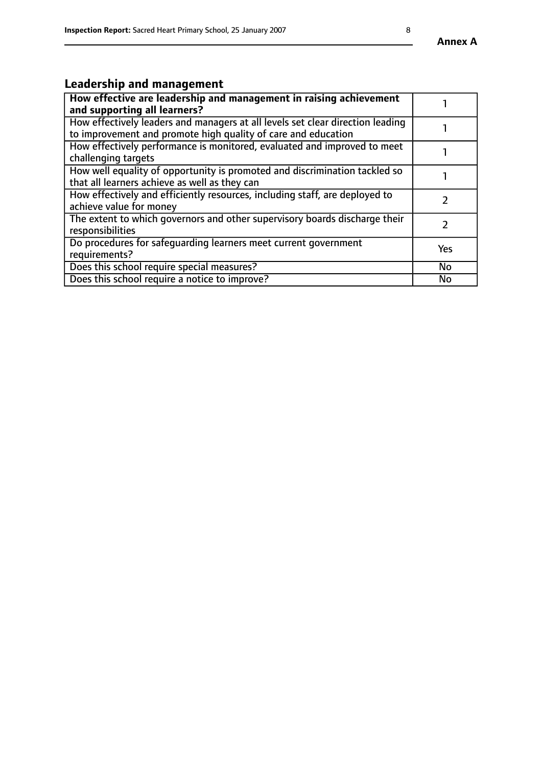## Leadership and management

| **How effective are leadership and management in raising achievement and supporting all learners?** | 1 |
|---|---|
| How effectively leaders and managers at all levels set clear direction leading to improvement and promote high quality of care and education | 1 |
| How effectively performance is monitored, evaluated and improved to meet challenging targets | 1 |
| How well equality of opportunity is promoted and discrimination tackled so that all learners achieve as well as they can | 1 |
| How effectively and efficiently resources, including staff, are deployed to achieve value for money | 2 |
| The extent to which governors and other supervisory boards discharge their responsibilities | 2 |
| Do procedures for safeguarding learners meet current government requirements? | Yes |
| Does this school require special measures? | No |
| Does this school require a notice to improve? | No |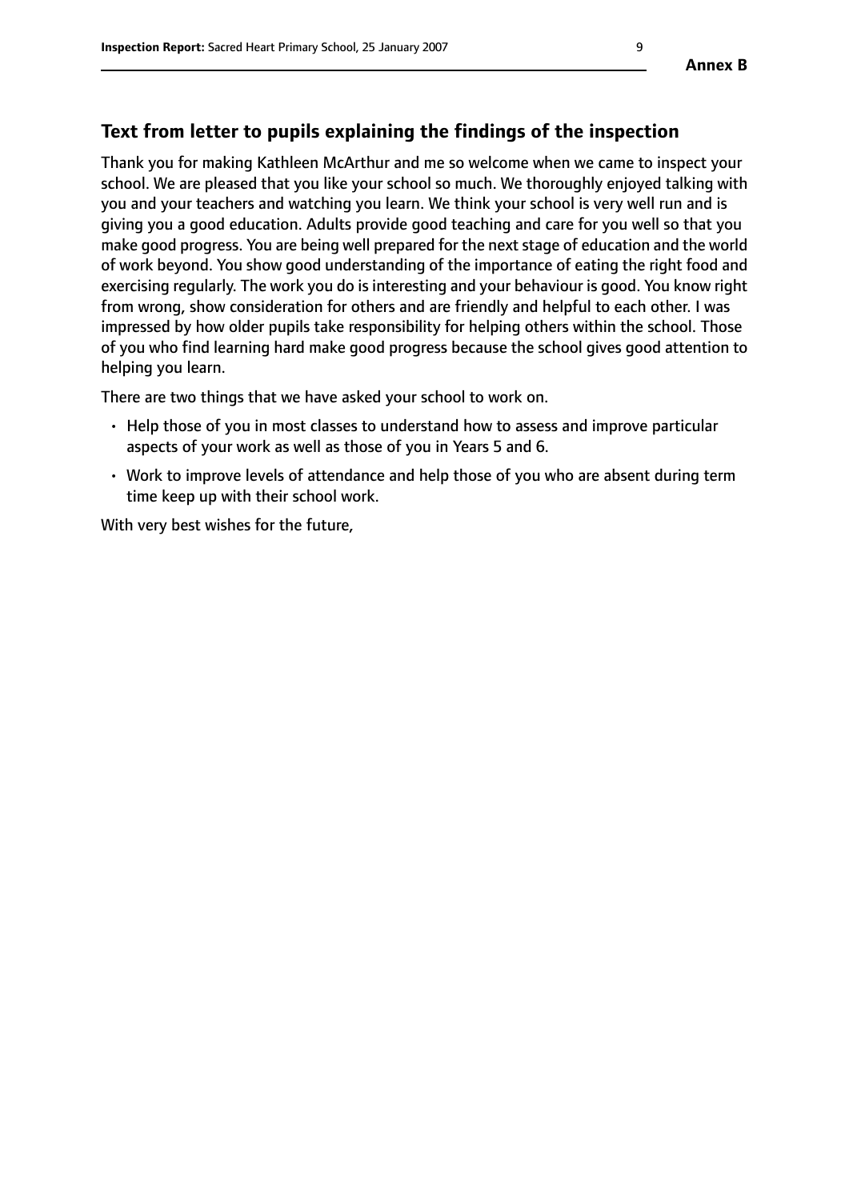## Text from letter to pupils explaining the findings of the inspection

Thank you for making Kathleen McArthur and me so welcome when we came to inspect your school. We are pleased that you like your school so much. We thoroughly enjoyed talking with you and your teachers and watching you learn. We think your school is very well run and is giving you a good education. Adults provide good teaching and care for you well so that you make good progress. You are being well prepared for the next stage of education and the world of work beyond. You show good understanding of the importance of eating the right food and exercising regularly. The work you do is interesting and your behaviour is good. You know right from wrong, show consideration for others and are friendly and helpful to each other. I was impressed by how older pupils take responsibility for helping others within the school. Those of you who find learning hard make good progress because the school gives good attention to helping you learn.

There are two things that we have asked your school to work on.

- Help those of you in most classes to understand how to assess and improve particular aspects of your work as well as those of you in Years 5 and 6.
- Work to improve levels of attendance and help those of you who are absent during term time keep up with their school work.

With very best wishes for the future,